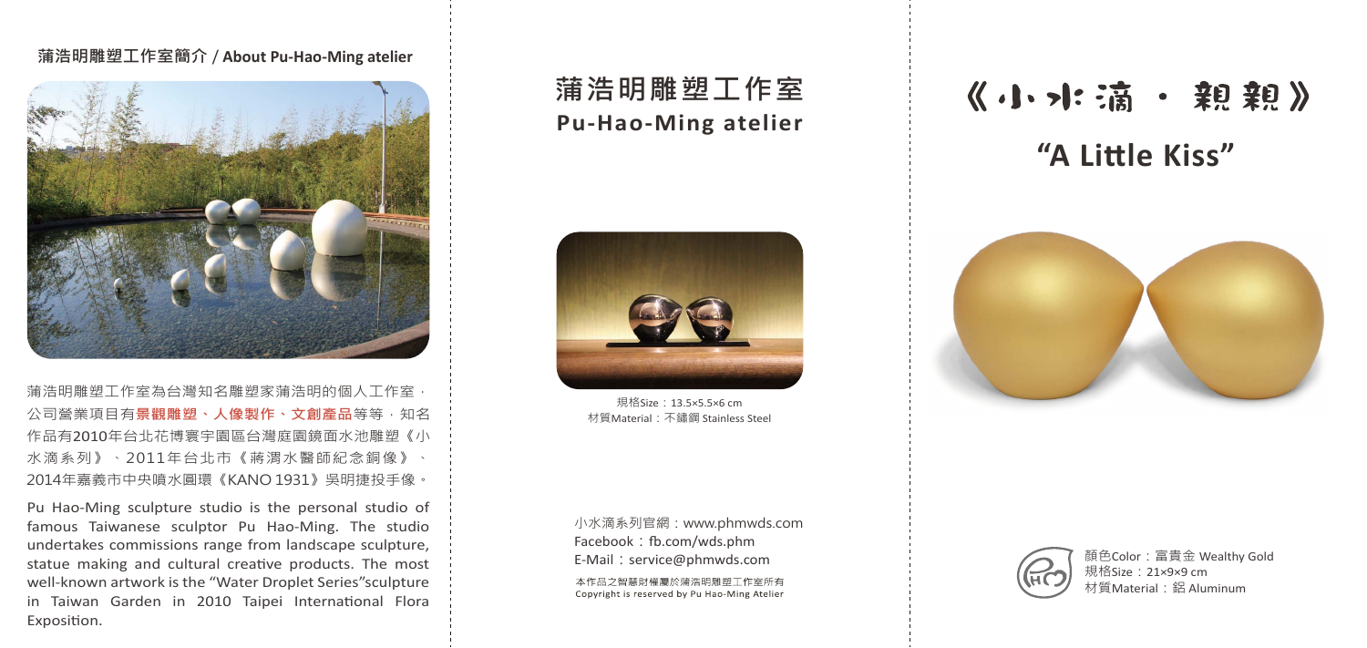**蒲浩明雕塑工作室簡介 / About Pu-Hao-Ming atelier**

蒲浩明雕塑工作室為台灣知名雕塑家蒲浩明的個人工作室，公司營業項目有**景觀雕塑、人像製作、文創產品**等等，知名作品有2010年台北花博寰宇園區台灣庭園鏡面水池雕塑《小水滴系列》、2011年台北市《蔣渭水醫師紀念銅像》、2014年嘉義市中央噴水圓環《KANO 1931》吳明捷投手像。

Pu Hao-Ming sculpture studio is the personal studio of famous Taiwanese sculptor Pu Hao-Ming. The studio undertakes commissions range from landscape sculpture, statue making and cultural creative products. The most well-known artwork is the "Water Droplet Series"sculpture in Taiwan Garden in 2010 Taipei International Flora Exposition.

# 蒲浩明雕塑工作室
## Pu-Hao-Ming atelier

規格Size：13.5×5.5×6 cm
材質Material：不鏽鋼 Stainless Steel

小水滴系列官網：www.phmwds.com
Facebook：fb.com/wds.phm
E-Mail：service@phmwds.com

本作品之智慧財權屬於蒲浩明雕塑工作室所有
Copyright is reserved by Pu Hao-Ming Atelier

# 《小水滴 · 親親》
## "A Little Kiss"

顏色Color：富貴金 Wealthy Gold
規格Size：21×9×9 cm
材質Material：鋁 Aluminum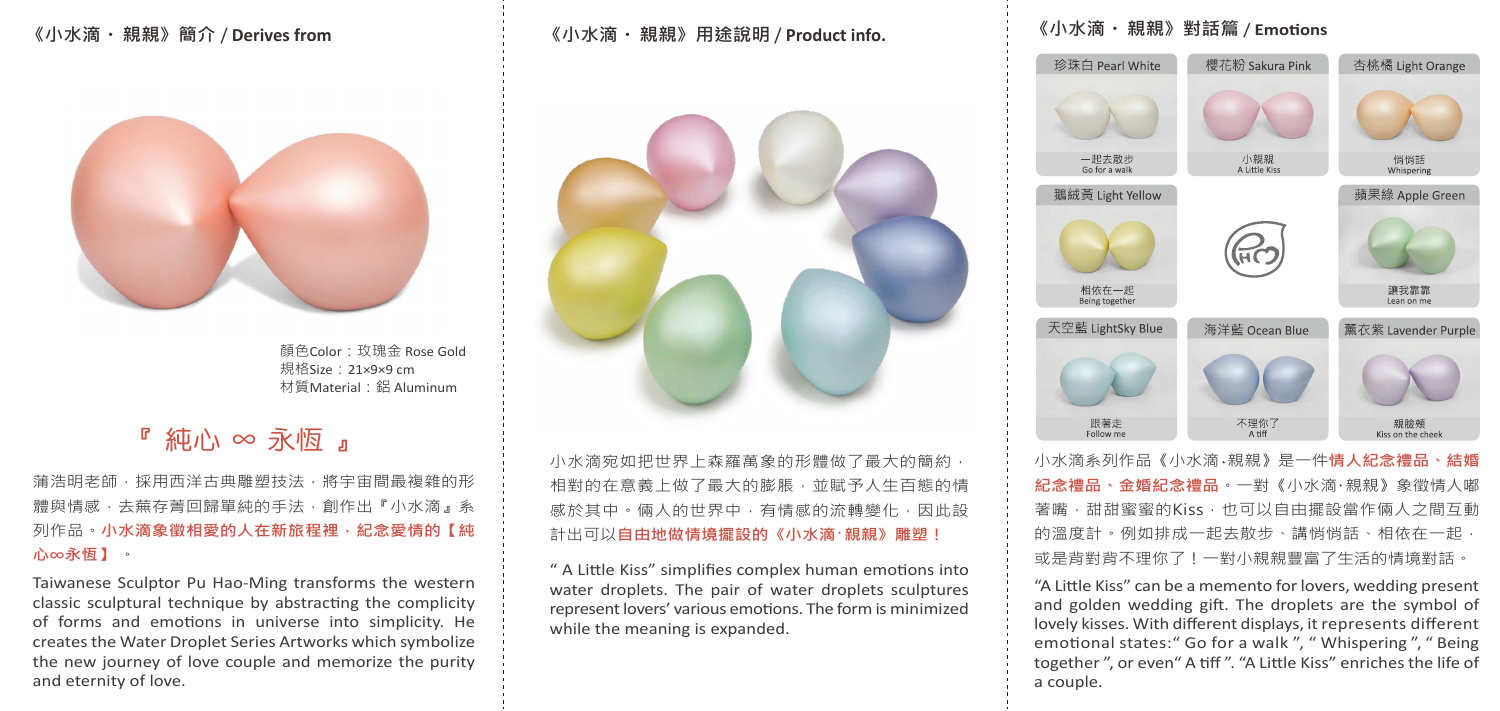## 《小水滴・親親》簡介 / Derives from

顏色Color：玫瑰金 Rose Gold
規格Size：21×9×9 cm
材質Material：鋁 Aluminum

# 『 純心 ∞ 永恆 』

蒲浩明老師，採用西洋古典雕塑技法，將宇宙間最複雜的形體與情感，去蕪存菁回歸單純的手法，創作出『小水滴』系列作品。**小水滴象徵相愛的人在新旅程裡，紀念愛情的【純心∞永恆】**。

Taiwanese Sculptor Pu Hao-Ming transforms the western classic sculptural technique by abstracting the complicity of forms and emotions in universe into simplicity. He creates the Water Droplet Series Artworks which symbolize the new journey of love couple and memorize the purity and eternity of love.

## 《小水滴・親親》用途說明 / Product info.

小水滴宛如把世界上森羅萬象的形體做了最大的簡約，相對的在意義上做了最大的膨脹，並賦予人生百態的情感於其中。倆人的世界中，有情感的流轉變化，因此設計出可以**自由地做情境擺設的《小水滴·親親》雕塑！**

" A Little Kiss" simplifies complex human emotions into water droplets. The pair of water droplets sculptures represent lovers' various emotions. The form is minimized while the meaning is expanded.

## 《小水滴・親親》對話篇 / Emotions

珍珠白 Pearl White
一起去散步
Go for a walk

櫻花粉 Sakura Pink
小親親
A Little Kiss

杏桃橘 Light Orange
悄悄話
Whispering

鵝絨黃 Light Yellow
相依在一起
Being together

蘋果綠 Apple Green
讓我靠靠
Lean on me

天空藍 LightSky Blue
跟著走
Follow me

海洋藍 Ocean Blue
不理你了
A tiff

薰衣紫 Lavender Purple
親臉頰
Kiss on the cheek

小水滴系列作品《小水滴·親親》是一件**情人紀念禮品、結婚紀念禮品、金婚紀念禮品**。一對《小水滴·親親》象徵情人嘟著嘴，甜甜蜜蜜的Kiss，也可以自由擺設當作倆人之間互動的溫度計。例如排成一起去散步、講悄悄話、相依在一起，或是背對背不理你了！一對小親親豐富了生活的情境對話。

"A Little Kiss" can be a memento for lovers, wedding present and golden wedding gift. The droplets are the symbol of lovely kisses. With different displays, it represents different emotional states:" Go for a walk ", " Whispering ", " Being together ", or even" A tiff ". "A Little Kiss" enriches the life of a couple.